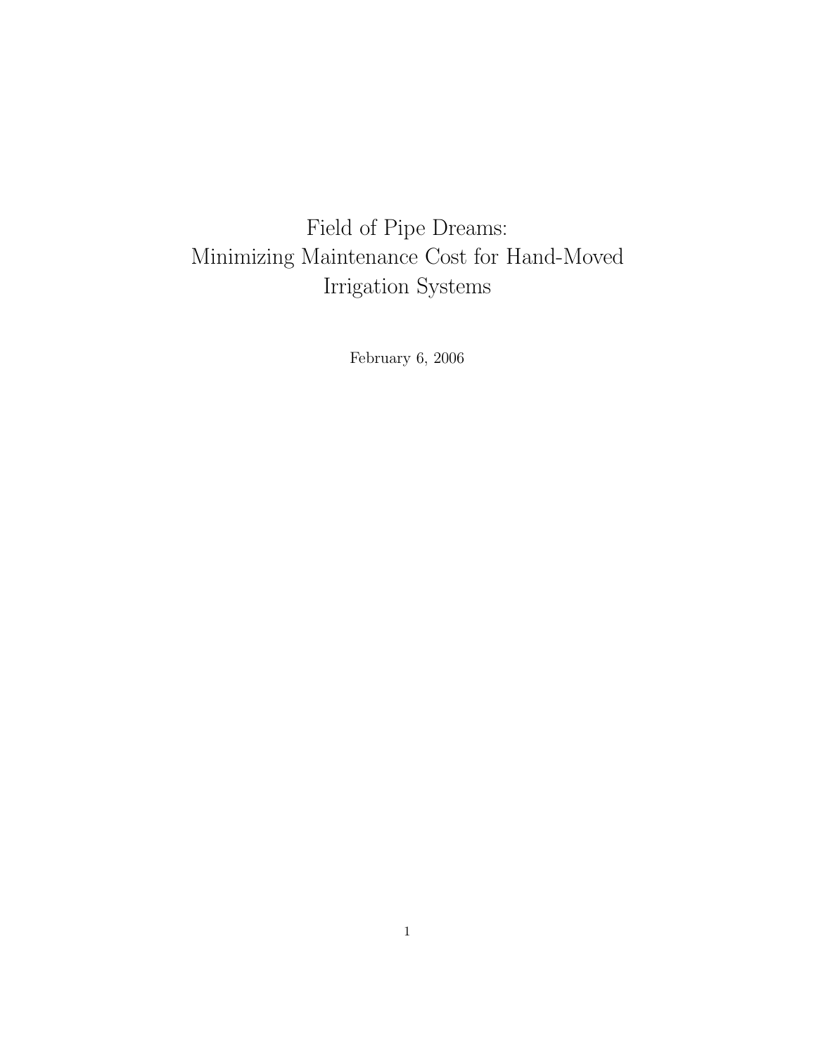# Field of Pipe Dreams: Minimizing Maintenance Cost for Hand-Moved Irrigation Systems

February 6, 2006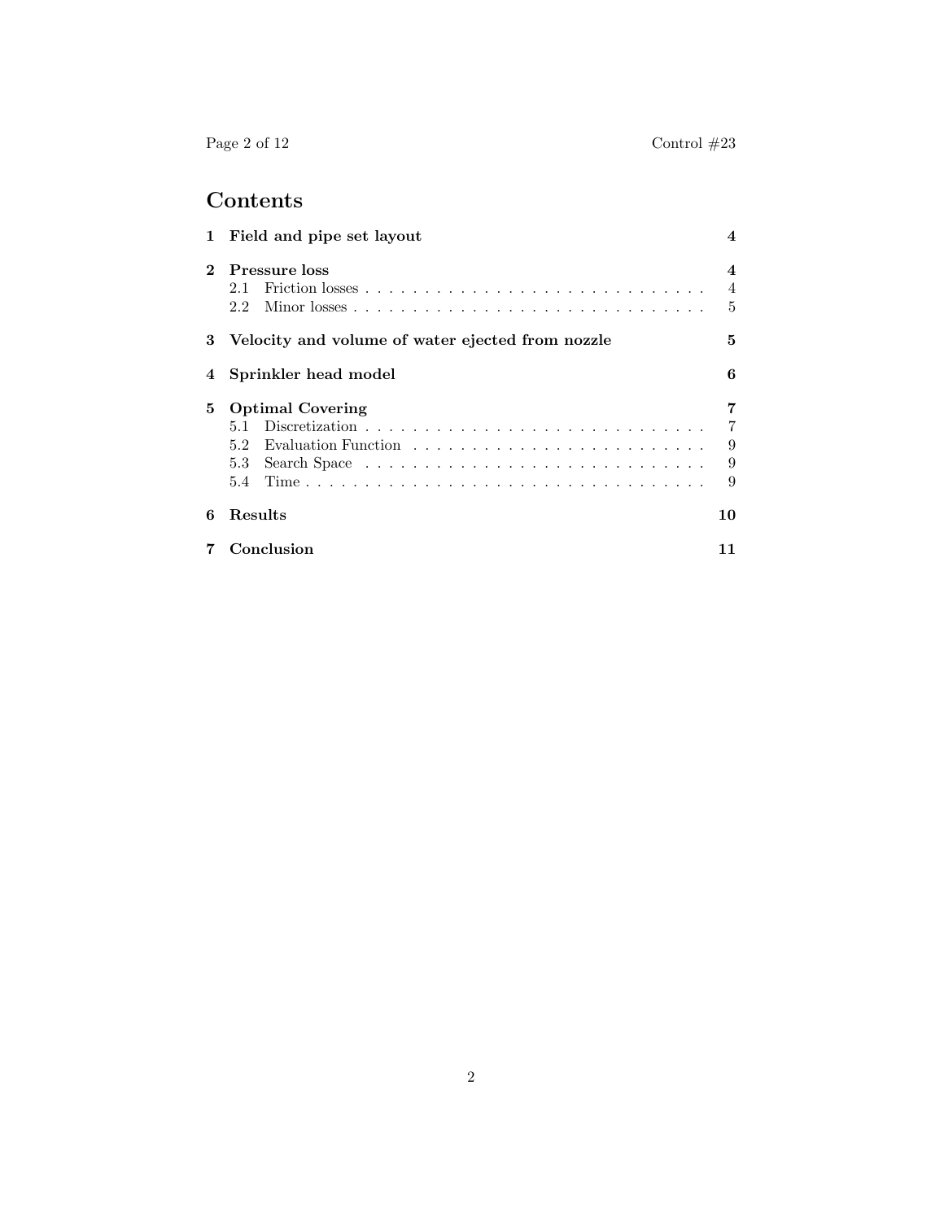# Contents

1 Field and pipe set layout 4

2 Pressure loss 4
- 2.1 Friction losses 4
- 2.2 Minor losses 5

3 Velocity and volume of water ejected from nozzle 5

4 Sprinkler head model 6

5 Optimal Covering 7
- 5.1 Discretization 7
- 5.2 Evaluation Function 9
- 5.3 Search Space 9
- 5.4 Time 9

6 Results 10

7 Conclusion 11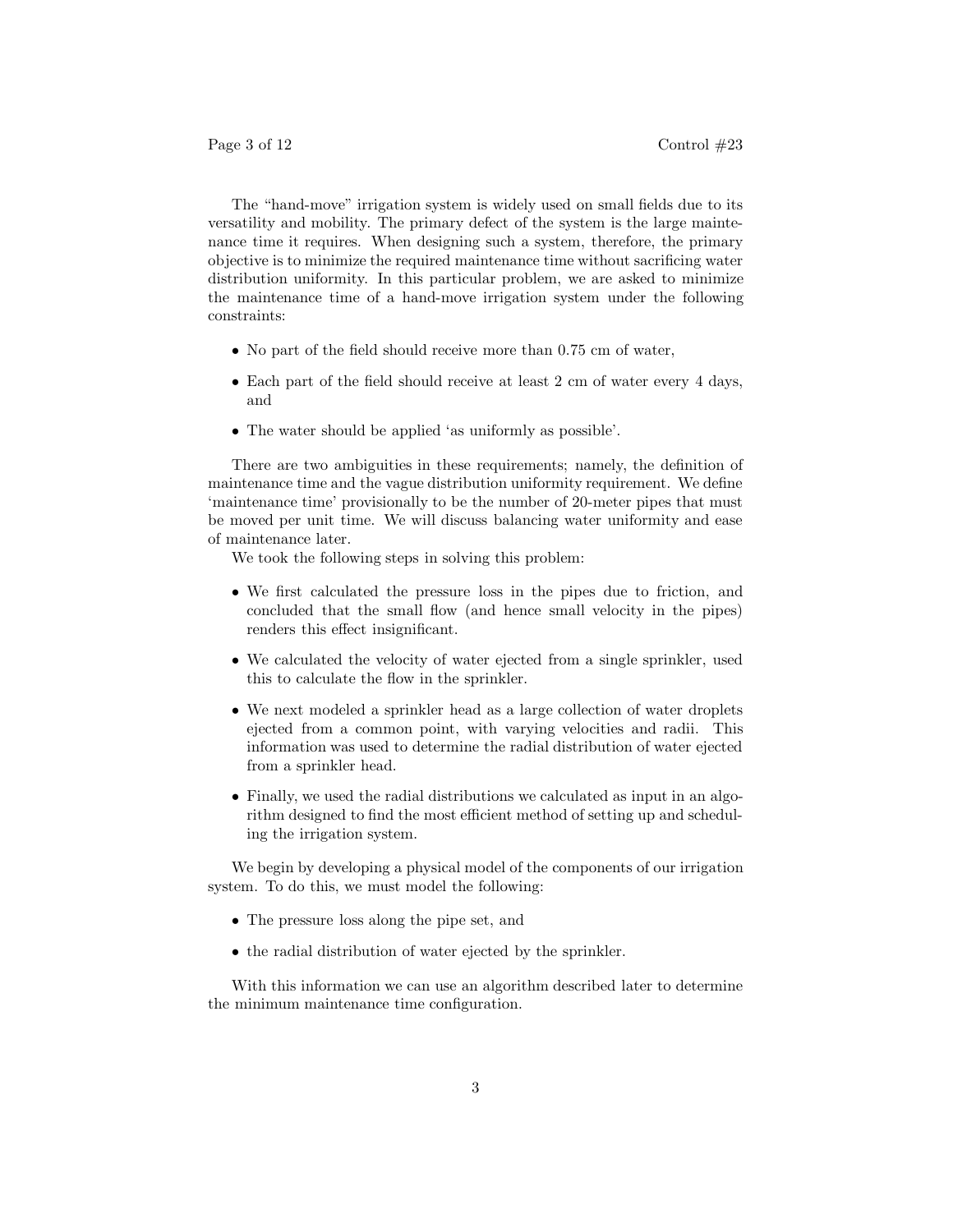The "hand-move" irrigation system is widely used on small fields due to its versatility and mobility. The primary defect of the system is the large maintenance time it requires. When designing such a system, therefore, the primary objective is to minimize the required maintenance time without sacrificing water distribution uniformity. In this particular problem, we are asked to minimize the maintenance time of a hand-move irrigation system under the following constraints:

- No part of the field should receive more than 0.75 cm of water,
- Each part of the field should receive at least 2 cm of water every 4 days, and
- The water should be applied 'as uniformly as possible'.

There are two ambiguities in these requirements; namely, the definition of maintenance time and the vague distribution uniformity requirement. We define 'maintenance time' provisionally to be the number of 20-meter pipes that must be moved per unit time. We will discuss balancing water uniformity and ease of maintenance later.

We took the following steps in solving this problem:

- We first calculated the pressure loss in the pipes due to friction, and concluded that the small flow (and hence small velocity in the pipes) renders this effect insignificant.
- We calculated the velocity of water ejected from a single sprinkler, used this to calculate the flow in the sprinkler.
- We next modeled a sprinkler head as a large collection of water droplets ejected from a common point, with varying velocities and radii. This information was used to determine the radial distribution of water ejected from a sprinkler head.
- Finally, we used the radial distributions we calculated as input in an algorithm designed to find the most efficient method of setting up and scheduling the irrigation system.

We begin by developing a physical model of the components of our irrigation system. To do this, we must model the following:

- The pressure loss along the pipe set, and
- the radial distribution of water ejected by the sprinkler.

With this information we can use an algorithm described later to determine the minimum maintenance time configuration.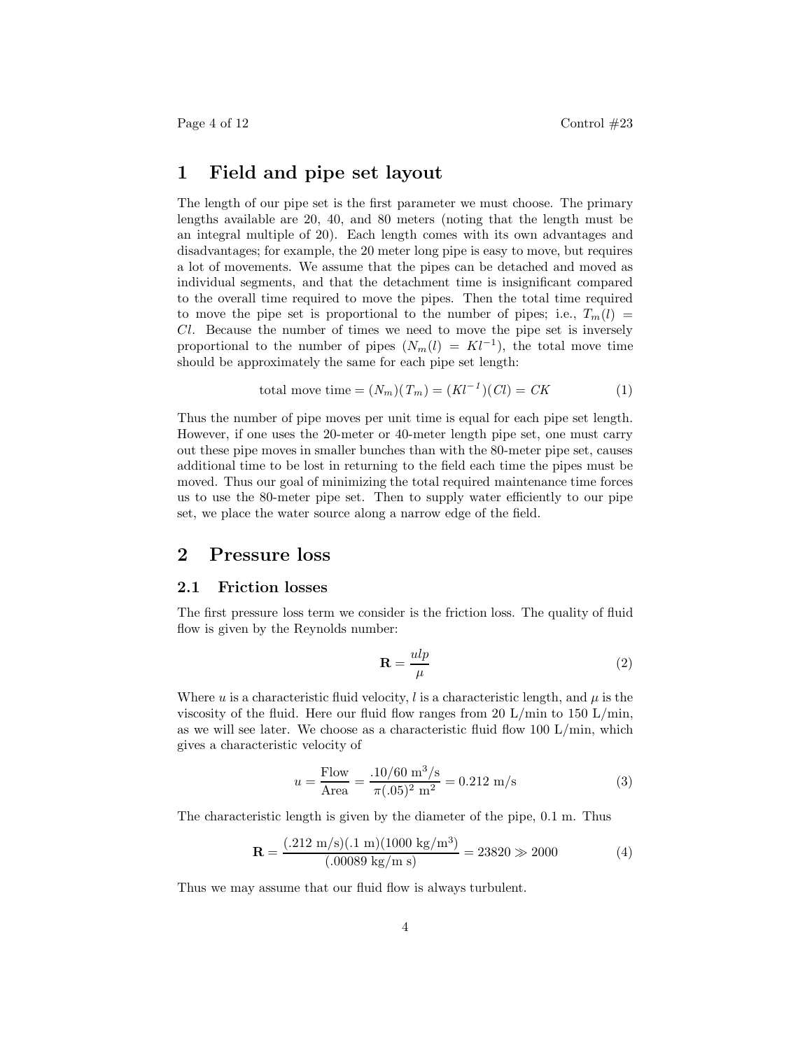# 1 Field and pipe set layout

The length of our pipe set is the first parameter we must choose. The primary lengths available are 20, 40, and 80 meters (noting that the length must be an integral multiple of 20). Each length comes with its own advantages and disadvantages; for example, the 20 meter long pipe is easy to move, but requires a lot of movements. We assume that the pipes can be detached and moved as individual segments, and that the detachment time is insignificant compared to the overall time required to move the pipes. Then the total time required to move the pipe set is proportional to the number of pipes; i.e., $T_m(l) = Cl$. Because the number of times we need to move the pipe set is inversely proportional to the number of pipes ($N_m(l) = Kl^{-1}$), the total move time should be approximately the same for each pipe set length:

$$\text{total move time} = (N_m)(T_m) = (Kl^{-1})(Cl) = CK \tag{1}$$

Thus the number of pipe moves per unit time is equal for each pipe set length. However, if one uses the 20-meter or 40-meter length pipe set, one must carry out these pipe moves in smaller bunches than with the 80-meter pipe set, causes additional time to be lost in returning to the field each time the pipes must be moved. Thus our goal of minimizing the total required maintenance time forces us to use the 80-meter pipe set. Then to supply water efficiently to our pipe set, we place the water source along a narrow edge of the field.

# 2 Pressure loss

## 2.1 Friction losses

The first pressure loss term we consider is the friction loss. The quality of fluid flow is given by the Reynolds number:

$$\mathbf{R} = \frac{ulp}{\mu} \tag{2}$$

Where $u$ is a characteristic fluid velocity, $l$ is a characteristic length, and $\mu$ is the viscosity of the fluid. Here our fluid flow ranges from 20 L/min to 150 L/min, as we will see later. We choose as a characteristic fluid flow 100 L/min, which gives a characteristic velocity of

$$u = \frac{\text{Flow}}{\text{Area}} = \frac{.10/60 \text{ m}^3/\text{s}}{\pi(.05)^2 \text{ m}^2} = 0.212 \text{ m/s} \tag{3}$$

The characteristic length is given by the diameter of the pipe, 0.1 m. Thus

$$\mathbf{R} = \frac{(.212 \text{ m/s})(.1 \text{ m})(1000 \text{ kg/m}^3)}{(.00089 \text{ kg/m s})} = 23820 \gg 2000 \tag{4}$$

Thus we may assume that our fluid flow is always turbulent.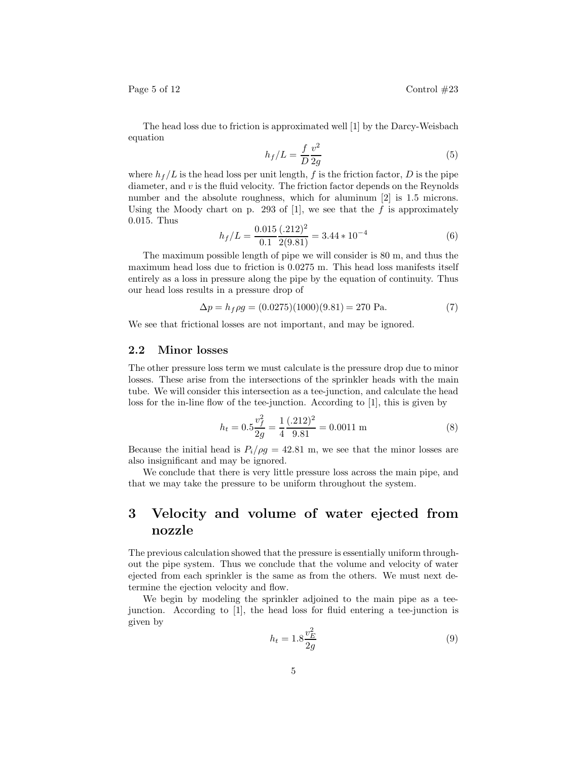The head loss due to friction is approximated well [1] by the Darcy-Weisbach equation

$$h_f/L = \frac{f}{D}\frac{v^2}{2g} \tag{5}$$

where $h_f/L$ is the head loss per unit length, $f$ is the friction factor, $D$ is the pipe diameter, and $v$ is the fluid velocity. The friction factor depends on the Reynolds number and the absolute roughness, which for aluminum [2] is 1.5 microns. Using the Moody chart on p. 293 of [1], we see that the $f$ is approximately 0.015. Thus

$$h_f/L = \frac{0.015}{0.1}\frac{(.212)^2}{2(9.81)} = 3.44 * 10^{-4} \tag{6}$$

The maximum possible length of pipe we will consider is 80 m, and thus the maximum head loss due to friction is 0.0275 m. This head loss manifests itself entirely as a loss in pressure along the pipe by the equation of continuity. Thus our head loss results in a pressure drop of

$$\Delta p = h_f \rho g = (0.0275)(1000)(9.81) = 270 \text{ Pa.} \tag{7}$$

We see that frictional losses are not important, and may be ignored.

### 2.2 Minor losses

The other pressure loss term we must calculate is the pressure drop due to minor losses. These arise from the intersections of the sprinkler heads with the main tube. We will consider this intersection as a tee-junction, and calculate the head loss for the in-line flow of the tee-junction. According to [1], this is given by

$$h_t = 0.5\frac{v_f^2}{2g} = \frac{1}{4}\frac{(.212)^2}{9.81} = 0.0011 \text{ m} \tag{8}$$

Because the initial head is $P_i/\rho g = 42.81$ m, we see that the minor losses are also insignificant and may be ignored.

We conclude that there is very little pressure loss across the main pipe, and that we may take the pressure to be uniform throughout the system.

## 3 Velocity and volume of water ejected from nozzle

The previous calculation showed that the pressure is essentially uniform throughout the pipe system. Thus we conclude that the volume and velocity of water ejected from each sprinkler is the same as from the others. We must next determine the ejection velocity and flow.

We begin by modeling the sprinkler adjoined to the main pipe as a tee-junction. According to [1], the head loss for fluid entering a tee-junction is given by

$$h_t = 1.8\frac{v_E^2}{2g} \tag{9}$$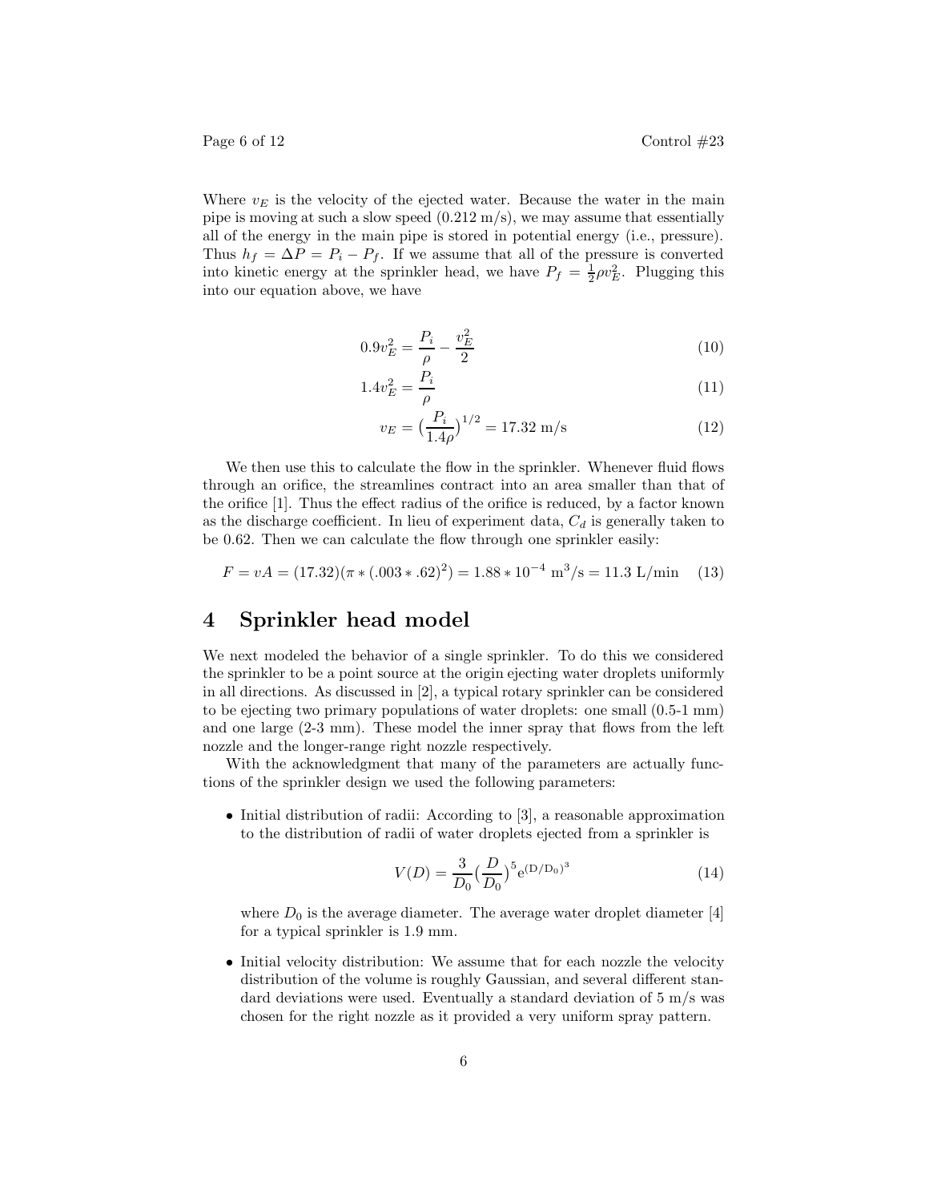Where $v_E$ is the velocity of the ejected water. Because the water in the main pipe is moving at such a slow speed (0.212 m/s), we may assume that essentially all of the energy in the main pipe is stored in potential energy (i.e., pressure). Thus $h_f = \Delta P = P_i - P_f$. If we assume that all of the pressure is converted into kinetic energy at the sprinkler head, we have $P_f = \frac{1}{2}\rho v_E^2$. Plugging this into our equation above, we have

$$0.9v_E^2 = \frac{P_i}{\rho} - \frac{v_E^2}{2} \tag{10}$$

$$1.4v_E^2 = \frac{P_i}{\rho} \tag{11}$$

$$v_E = \left(\frac{P_i}{1.4\rho}\right)^{1/2} = 17.32 \text{ m/s} \tag{12}$$

We then use this to calculate the flow in the sprinkler. Whenever fluid flows through an orifice, the streamlines contract into an area smaller than that of the orifice [1]. Thus the effect radius of the orifice is reduced, by a factor known as the discharge coefficient. In lieu of experiment data, $C_d$ is generally taken to be 0.62. Then we can calculate the flow through one sprinkler easily:

$$F = vA = (17.32)(\pi * (.003 * .62)^2) = 1.88 * 10^{-4} \text{ m}^3/\text{s} = 11.3 \text{ L/min} \tag{13}$$

## 4 Sprinkler head model

We next modeled the behavior of a single sprinkler. To do this we considered the sprinkler to be a point source at the origin ejecting water droplets uniformly in all directions. As discussed in [2], a typical rotary sprinkler can be considered to be ejecting two primary populations of water droplets: one small (0.5-1 mm) and one large (2-3 mm). These model the inner spray that flows from the left nozzle and the longer-range right nozzle respectively.

With the acknowledgment that many of the parameters are actually functions of the sprinkler design we used the following parameters:

- Initial distribution of radii: According to [3], a reasonable approximation to the distribution of radii of water droplets ejected from a sprinkler is

$$V(D) = \frac{3}{D_0}\left(\frac{D}{D_0}\right)^5 e^{(D/D_0)^3} \tag{14}$$

  where $D_0$ is the average diameter. The average water droplet diameter [4] for a typical sprinkler is 1.9 mm.

- Initial velocity distribution: We assume that for each nozzle the velocity distribution of the volume is roughly Gaussian, and several different standard deviations were used. Eventually a standard deviation of 5 m/s was chosen for the right nozzle as it provided a very uniform spray pattern.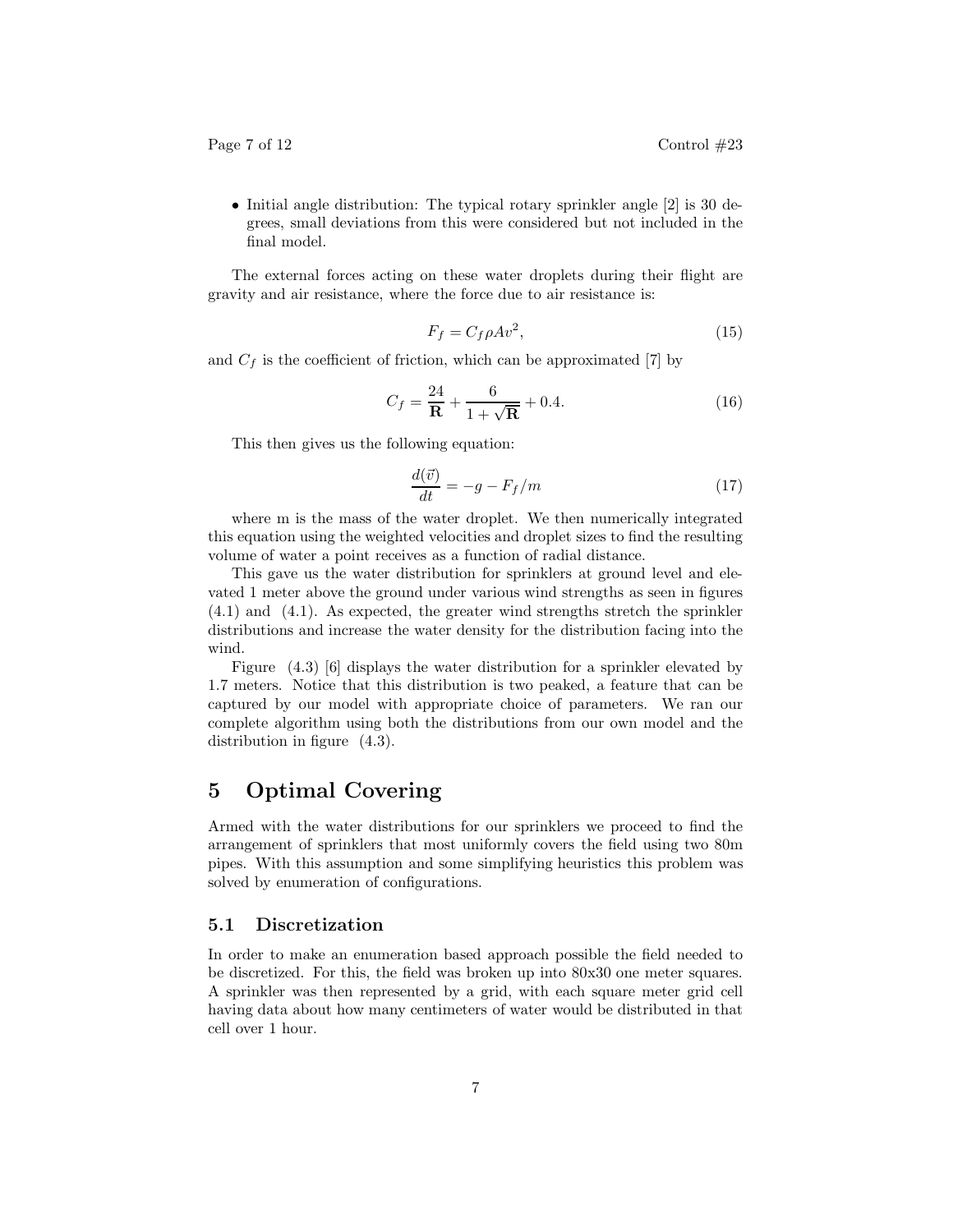- Initial angle distribution: The typical rotary sprinkler angle [2] is 30 degrees, small deviations from this were considered but not included in the final model.

The external forces acting on these water droplets during their flight are gravity and air resistance, where the force due to air resistance is:

$$F_f = C_f \rho A v^2, \tag{15}$$

and $C_f$ is the coefficient of friction, which can be approximated [7] by

$$C_f = \frac{24}{\mathbf{R}} + \frac{6}{1+\sqrt{\mathbf{R}}} + 0.4. \tag{16}$$

This then gives us the following equation:

$$\frac{d(\vec{v})}{dt} = -g - F_f/m \tag{17}$$

where m is the mass of the water droplet. We then numerically integrated this equation using the weighted velocities and droplet sizes to find the resulting volume of water a point receives as a function of radial distance.

This gave us the water distribution for sprinklers at ground level and elevated 1 meter above the ground under various wind strengths as seen in figures (4.1) and (4.1). As expected, the greater wind strengths stretch the sprinkler distributions and increase the water density for the distribution facing into the wind.

Figure (4.3) [6] displays the water distribution for a sprinkler elevated by 1.7 meters. Notice that this distribution is two peaked, a feature that can be captured by our model with appropriate choice of parameters. We ran our complete algorithm using both the distributions from our own model and the distribution in figure (4.3).

# 5 Optimal Covering

Armed with the water distributions for our sprinklers we proceed to find the arrangement of sprinklers that most uniformly covers the field using two 80m pipes. With this assumption and some simplifying heuristics this problem was solved by enumeration of configurations.

## 5.1 Discretization

In order to make an enumeration based approach possible the field needed to be discretized. For this, the field was broken up into 80x30 one meter squares. A sprinkler was then represented by a grid, with each square meter grid cell having data about how many centimeters of water would be distributed in that cell over 1 hour.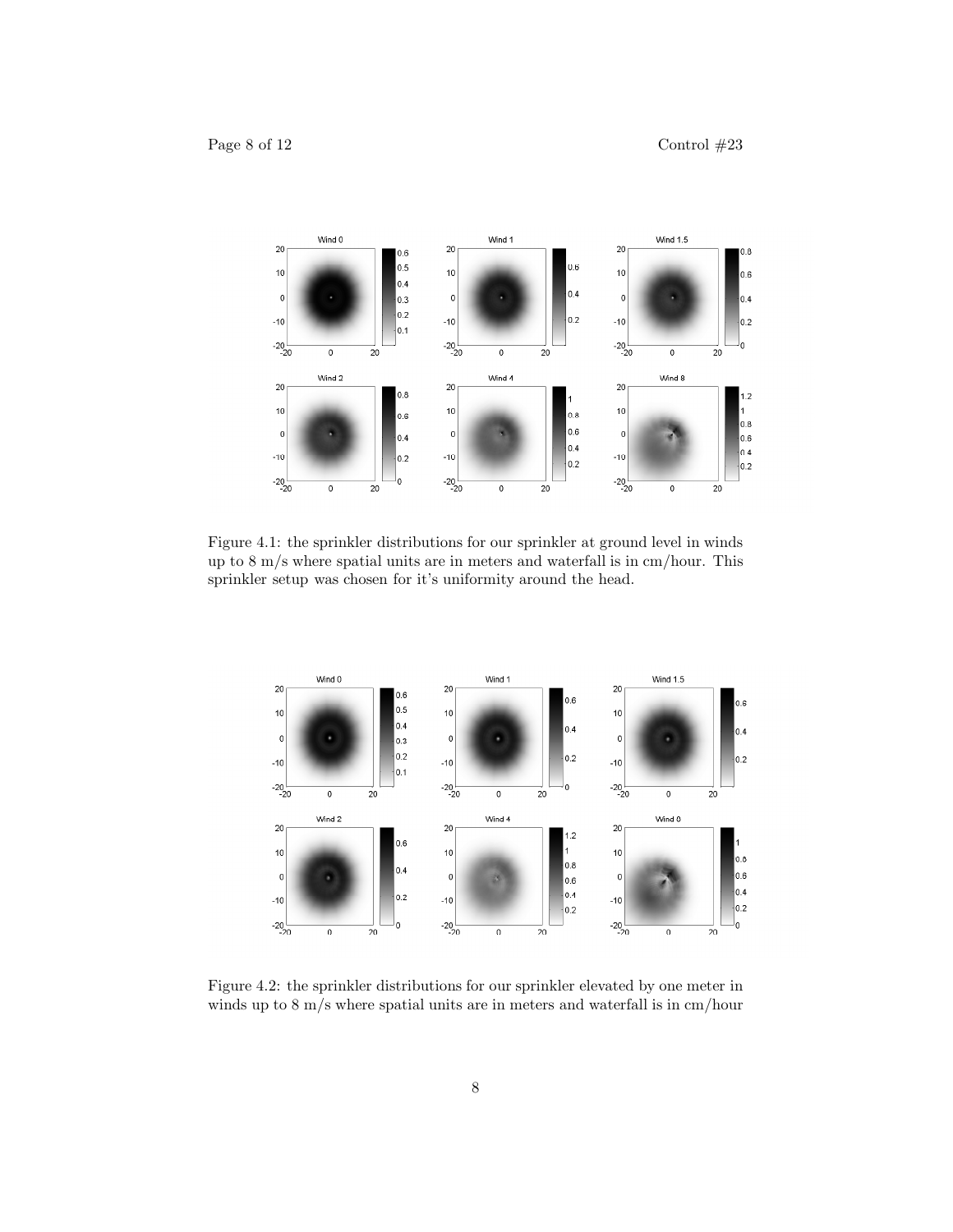Figure 4.1: the sprinkler distributions for our sprinkler at ground level in winds up to 8 m/s where spatial units are in meters and waterfall is in cm/hour. This sprinkler setup was chosen for it's uniformity around the head.

Figure 4.2: the sprinkler distributions for our sprinkler elevated by one meter in winds up to 8 m/s where spatial units are in meters and waterfall is in cm/hour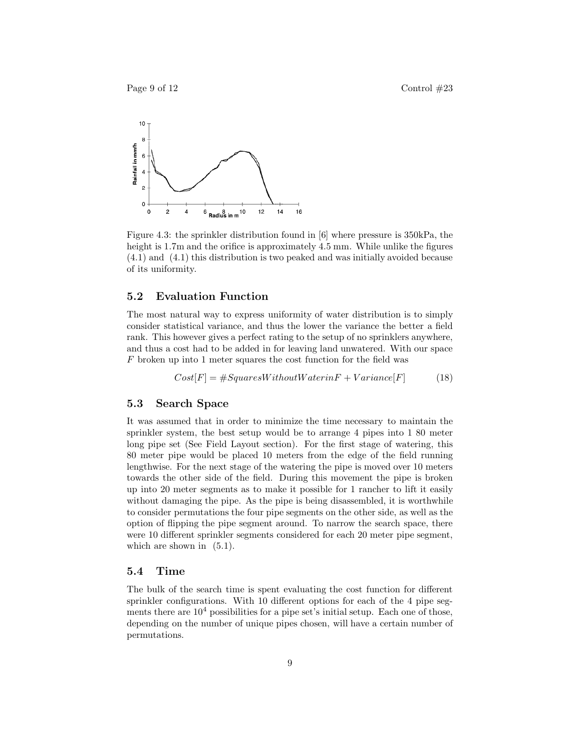Figure 4.3: the sprinkler distribution found in [6] where pressure is 350kPa, the height is 1.7m and the orifice is approximately 4.5 mm. While unlike the figures (4.1) and (4.1) this distribution is two peaked and was initially avoided because of its uniformity.

### 5.2 Evaluation Function

The most natural way to express uniformity of water distribution is to simply consider statistical variance, and thus the lower the variance the better a field rank. This however gives a perfect rating to the setup of no sprinklers anywhere, and thus a cost had to be added in for leaving land unwatered. With our space $F$ broken up into 1 meter squares the cost function for the field was

$$Cost[F] = \#SquaresWithoutWaterinF + Variance[F] \tag{18}$$

### 5.3 Search Space

It was assumed that in order to minimize the time necessary to maintain the sprinkler system, the best setup would be to arrange 4 pipes into 1 80 meter long pipe set (See Field Layout section). For the first stage of watering, this 80 meter pipe would be placed 10 meters from the edge of the field running lengthwise. For the next stage of the watering the pipe is moved over 10 meters towards the other side of the field. During this movement the pipe is broken up into 20 meter segments as to make it possible for 1 rancher to lift it easily without damaging the pipe. As the pipe is being disassembled, it is worthwhile to consider permutations the four pipe segments on the other side, as well as the option of flipping the pipe segment around. To narrow the search space, there were 10 different sprinkler segments considered for each 20 meter pipe segment, which are shown in (5.1).

### 5.4 Time

The bulk of the search time is spent evaluating the cost function for different sprinkler configurations. With 10 different options for each of the 4 pipe segments there are $10^4$ possibilities for a pipe set's initial setup. Each one of those, depending on the number of unique pipes chosen, will have a certain number of permutations.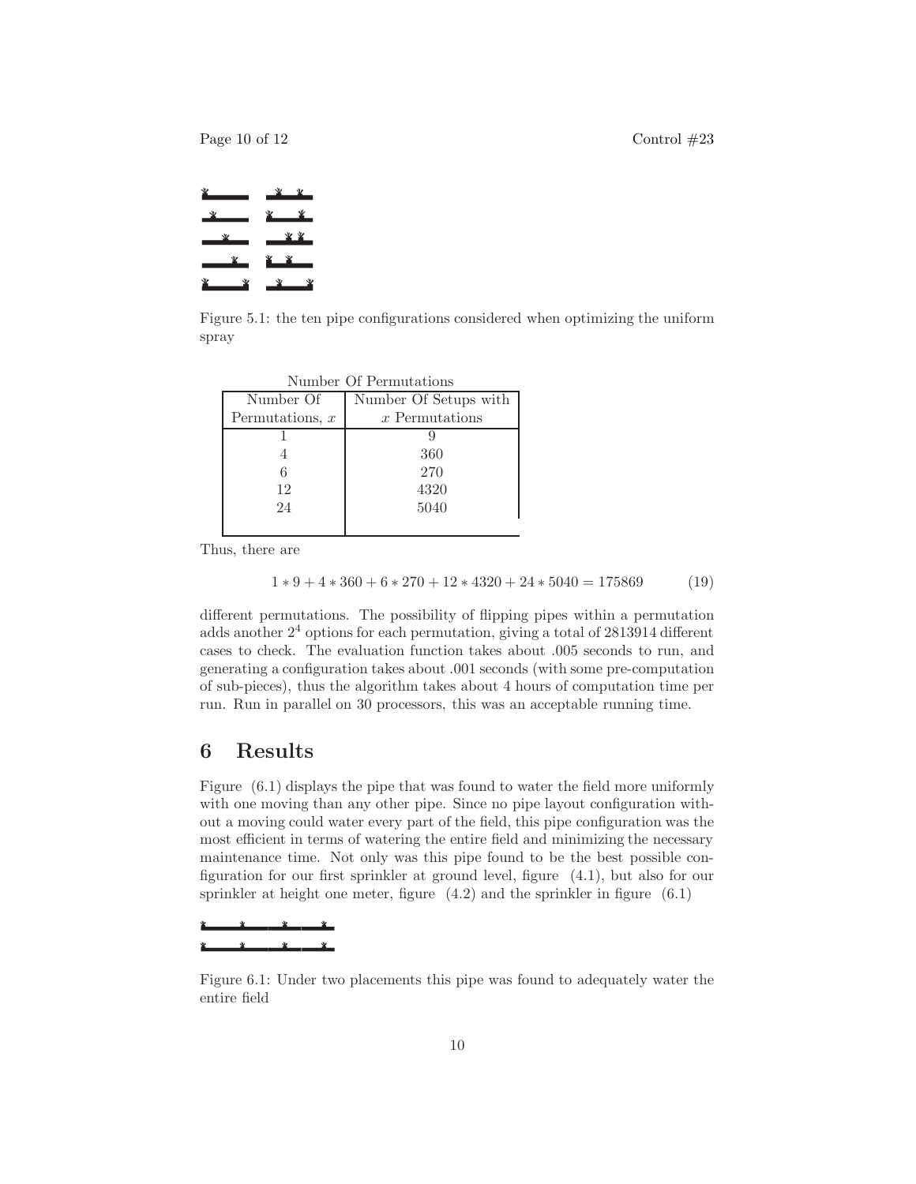Figure 5.1: the ten pipe configurations considered when optimizing the uniform spray

Number Of Permutations

| Number Of Permutations, $x$ | Number Of Setups with $x$ Permutations |
| --- | --- |
| 1 | 9 |
| 4 | 360 |
| 6 | 270 |
| 12 | 4320 |
| 24 | 5040 |

Thus, there are

$$1 * 9 + 4 * 360 + 6 * 270 + 12 * 4320 + 24 * 5040 = 175869 \tag{19}$$

different permutations. The possibility of flipping pipes within a permutation adds another $2^4$ options for each permutation, giving a total of 2813914 different cases to check. The evaluation function takes about .005 seconds to run, and generating a configuration takes about .001 seconds (with some pre-computation of sub-pieces), thus the algorithm takes about 4 hours of computation time per run. Run in parallel on 30 processors, this was an acceptable running time.

## 6 Results

Figure (6.1) displays the pipe that was found to water the field more uniformly with one moving than any other pipe. Since no pipe layout configuration without a moving could water every part of the field, this pipe configuration was the most efficient in terms of watering the entire field and minimizing the necessary maintenance time. Not only was this pipe found to be the best possible configuration for our first sprinkler at ground level, figure (4.1), but also for our sprinkler at height one meter, figure (4.2) and the sprinkler in figure (6.1)

Figure 6.1: Under two placements this pipe was found to adequately water the entire field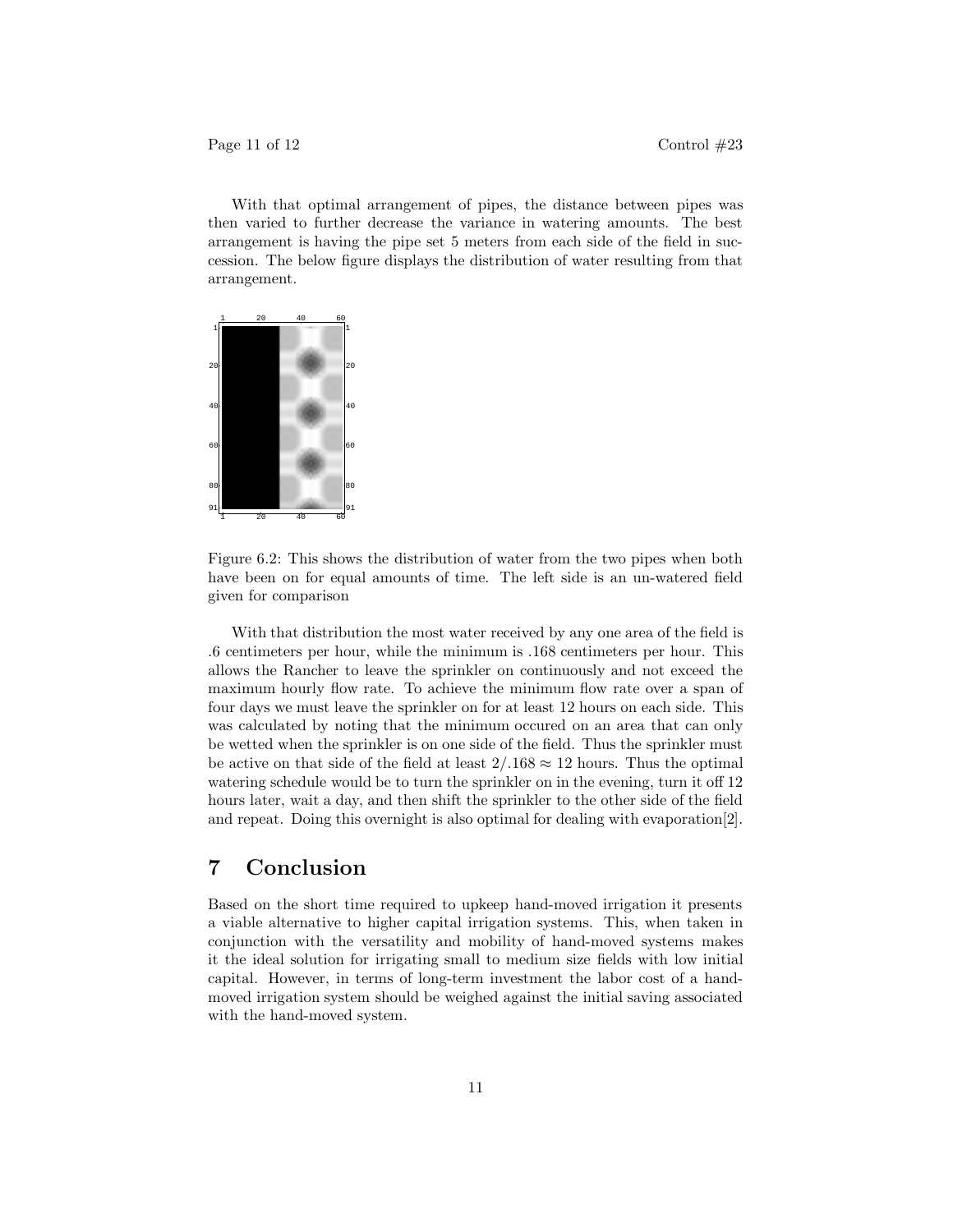With that optimal arrangement of pipes, the distance between pipes was then varied to further decrease the variance in watering amounts. The best arrangement is having the pipe set 5 meters from each side of the field in succession. The below figure displays the distribution of water resulting from that arrangement.

Figure 6.2: This shows the distribution of water from the two pipes when both have been on for equal amounts of time. The left side is an un-watered field given for comparison

With that distribution the most water received by any one area of the field is .6 centimeters per hour, while the minimum is .168 centimeters per hour. This allows the Rancher to leave the sprinkler on continuously and not exceed the maximum hourly flow rate. To achieve the minimum flow rate over a span of four days we must leave the sprinkler on for at least 12 hours on each side. This was calculated by noting that the minimum occured on an area that can only be wetted when the sprinkler is on one side of the field. Thus the sprinkler must be active on that side of the field at least $2/.168 \approx 12$ hours. Thus the optimal watering schedule would be to turn the sprinkler on in the evening, turn it off 12 hours later, wait a day, and then shift the sprinkler to the other side of the field and repeat. Doing this overnight is also optimal for dealing with evaporation[2].

# 7 Conclusion

Based on the short time required to upkeep hand-moved irrigation it presents a viable alternative to higher capital irrigation systems. This, when taken in conjunction with the versatility and mobility of hand-moved systems makes it the ideal solution for irrigating small to medium size fields with low initial capital. However, in terms of long-term investment the labor cost of a hand-moved irrigation system should be weighed against the initial saving associated with the hand-moved system.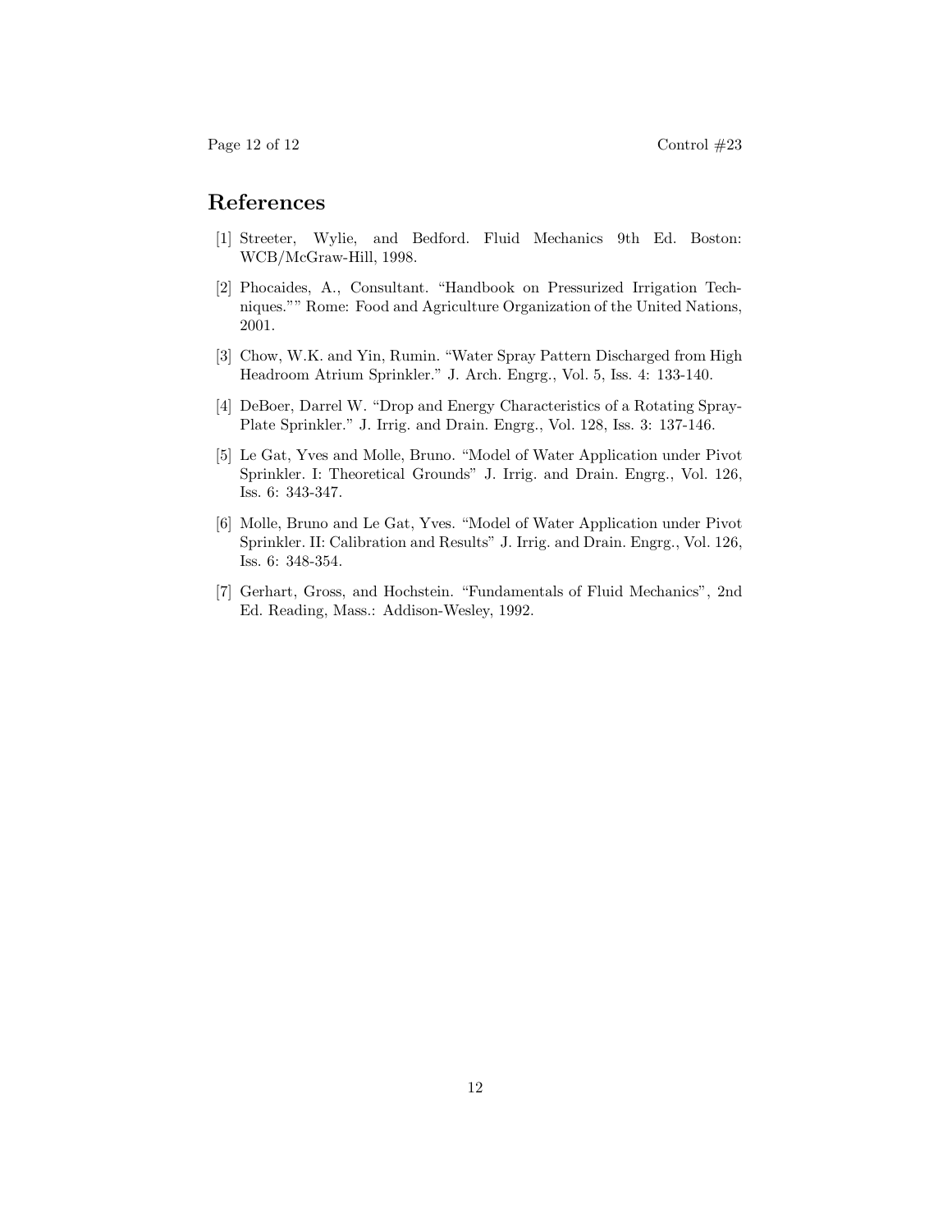## References

[1] Streeter, Wylie, and Bedford. Fluid Mechanics 9th Ed. Boston: WCB/McGraw-Hill, 1998.

[2] Phocaides, A., Consultant. "Handbook on Pressurized Irrigation Techniques."" Rome: Food and Agriculture Organization of the United Nations, 2001.

[3] Chow, W.K. and Yin, Rumin. "Water Spray Pattern Discharged from High Headroom Atrium Sprinkler." J. Arch. Engrg., Vol. 5, Iss. 4: 133-140.

[4] DeBoer, Darrel W. "Drop and Energy Characteristics of a Rotating Spray-Plate Sprinkler." J. Irrig. and Drain. Engrg., Vol. 128, Iss. 3: 137-146.

[5] Le Gat, Yves and Molle, Bruno. "Model of Water Application under Pivot Sprinkler. I: Theoretical Grounds" J. Irrig. and Drain. Engrg., Vol. 126, Iss. 6: 343-347.

[6] Molle, Bruno and Le Gat, Yves. "Model of Water Application under Pivot Sprinkler. II: Calibration and Results" J. Irrig. and Drain. Engrg., Vol. 126, Iss. 6: 348-354.

[7] Gerhart, Gross, and Hochstein. "Fundamentals of Fluid Mechanics", 2nd Ed. Reading, Mass.: Addison-Wesley, 1992.